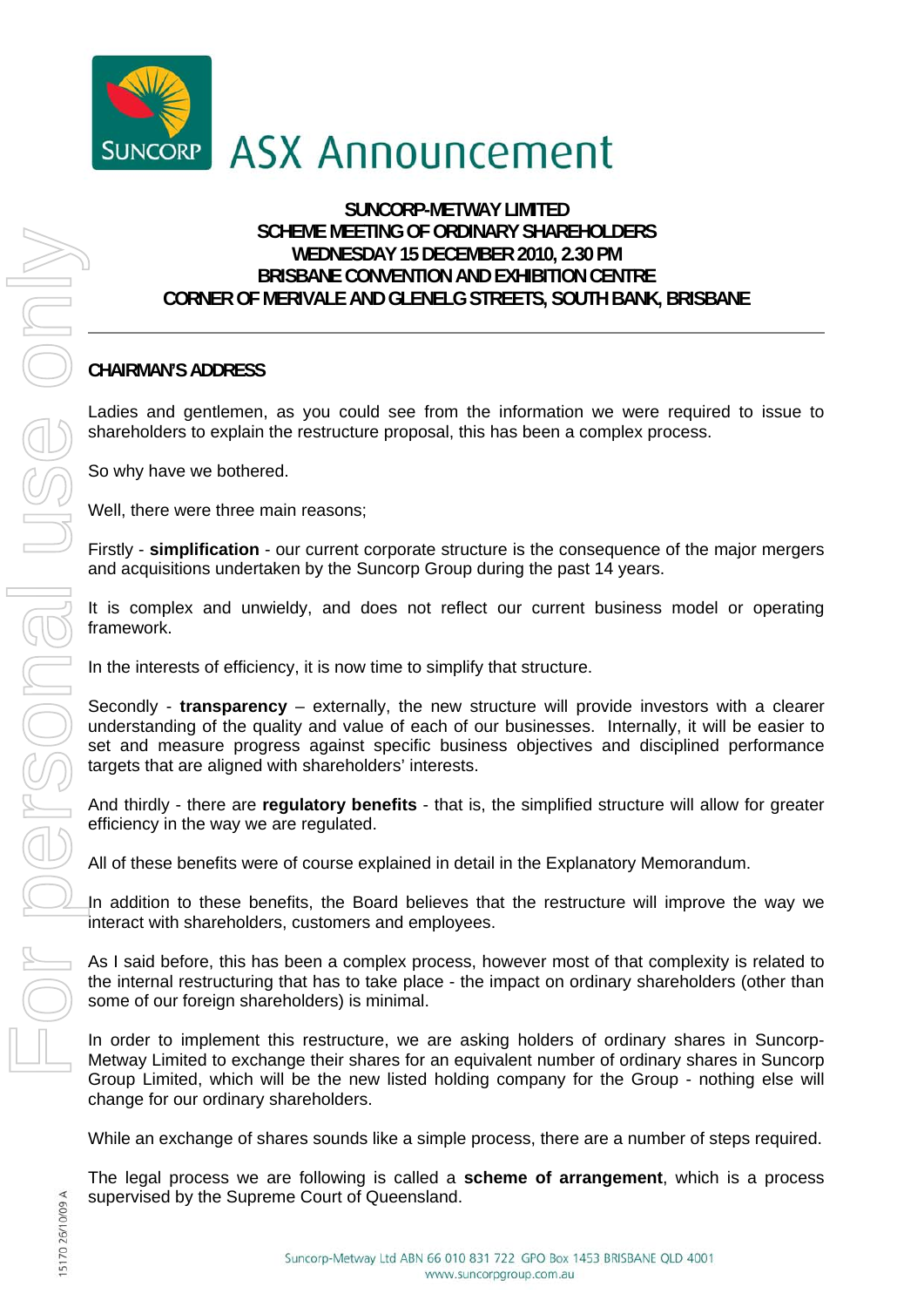# ASX Announcement

**SUNCORP-METWAY LIMITED**
**SCHEME MEETING OF ORDINARY SHAREHOLDERS**
**WEDNESDAY 15 DECEMBER 2010, 2.30 PM**
**BRISBANE CONVENTION AND EXHIBITION CENTRE**
**CORNER OF MERIVALE AND GLENELG STREETS, SOUTH BANK, BRISBANE**

---

## CHAIRMAN'S ADDRESS

Ladies and gentlemen, as you could see from the information we were required to issue to shareholders to explain the restructure proposal, this has been a complex process.

So why have we bothered.

Well, there were three main reasons;

Firstly - **simplification** - our current corporate structure is the consequence of the major mergers and acquisitions undertaken by the Suncorp Group during the past 14 years.

It is complex and unwieldy, and does not reflect our current business model or operating framework.

In the interests of efficiency, it is now time to simplify that structure.

Secondly - **transparency** – externally, the new structure will provide investors with a clearer understanding of the quality and value of each of our businesses. Internally, it will be easier to set and measure progress against specific business objectives and disciplined performance targets that are aligned with shareholders' interests.

And thirdly - there are **regulatory benefits** - that is, the simplified structure will allow for greater efficiency in the way we are regulated.

All of these benefits were of course explained in detail in the Explanatory Memorandum.

In addition to these benefits, the Board believes that the restructure will improve the way we interact with shareholders, customers and employees.

As I said before, this has been a complex process, however most of that complexity is related to the internal restructuring that has to take place - the impact on ordinary shareholders (other than some of our foreign shareholders) is minimal.

In order to implement this restructure, we are asking holders of ordinary shares in Suncorp-Metway Limited to exchange their shares for an equivalent number of ordinary shares in Suncorp Group Limited, which will be the new listed holding company for the Group - nothing else will change for our ordinary shareholders.

While an exchange of shares sounds like a simple process, there are a number of steps required.

The legal process we are following is called a **scheme of arrangement**, which is a process supervised by the Supreme Court of Queensland.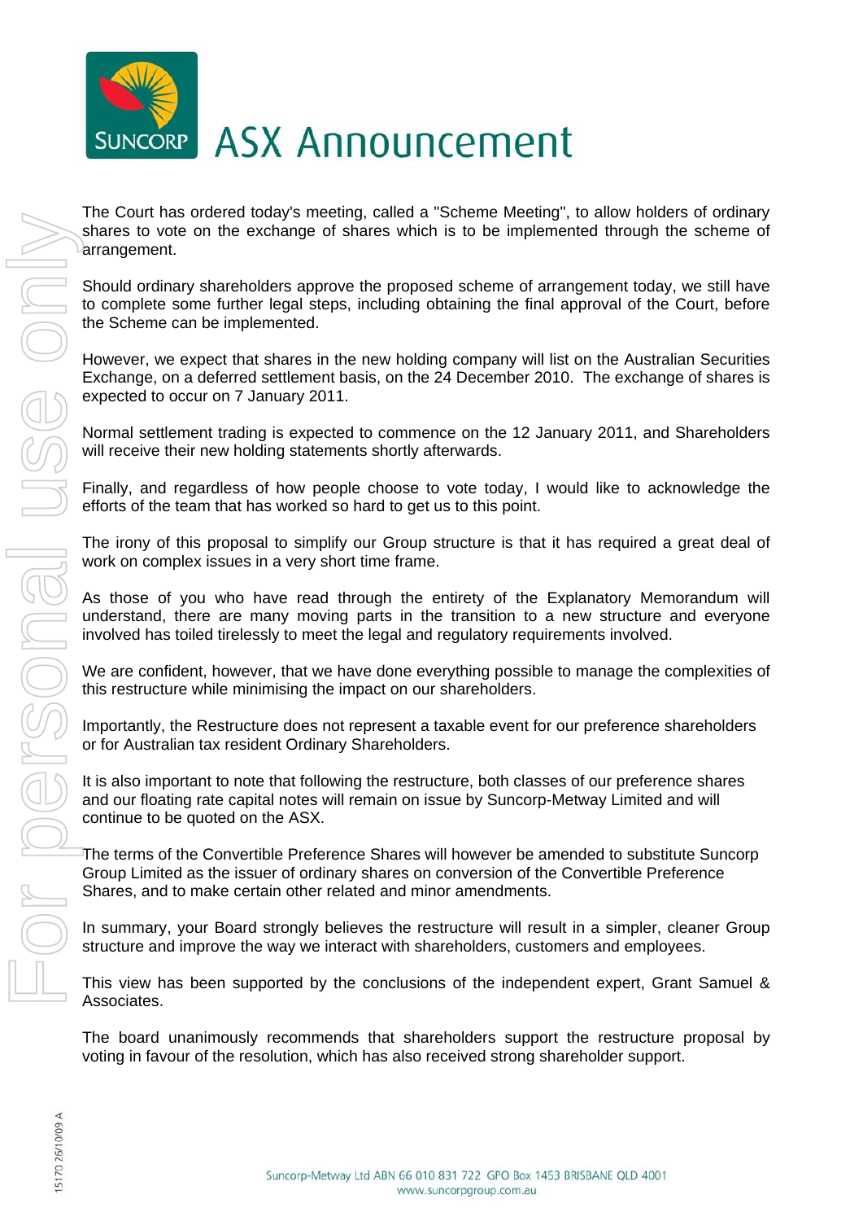# ASX Announcement

The Court has ordered today's meeting, called a "Scheme Meeting", to allow holders of ordinary shares to vote on the exchange of shares which is to be implemented through the scheme of arrangement.

Should ordinary shareholders approve the proposed scheme of arrangement today, we still have to complete some further legal steps, including obtaining the final approval of the Court, before the Scheme can be implemented.

However, we expect that shares in the new holding company will list on the Australian Securities Exchange, on a deferred settlement basis, on the 24 December 2010. The exchange of shares is expected to occur on 7 January 2011.

Normal settlement trading is expected to commence on the 12 January 2011, and Shareholders will receive their new holding statements shortly afterwards.

Finally, and regardless of how people choose to vote today, I would like to acknowledge the efforts of the team that has worked so hard to get us to this point.

The irony of this proposal to simplify our Group structure is that it has required a great deal of work on complex issues in a very short time frame.

As those of you who have read through the entirety of the Explanatory Memorandum will understand, there are many moving parts in the transition to a new structure and everyone involved has toiled tirelessly to meet the legal and regulatory requirements involved.

We are confident, however, that we have done everything possible to manage the complexities of this restructure while minimising the impact on our shareholders.

Importantly, the Restructure does not represent a taxable event for our preference shareholders or for Australian tax resident Ordinary Shareholders.

It is also important to note that following the restructure, both classes of our preference shares and our floating rate capital notes will remain on issue by Suncorp-Metway Limited and will continue to be quoted on the ASX.

The terms of the Convertible Preference Shares will however be amended to substitute Suncorp Group Limited as the issuer of ordinary shares on conversion of the Convertible Preference Shares, and to make certain other related and minor amendments.

In summary, your Board strongly believes the restructure will result in a simpler, cleaner Group structure and improve the way we interact with shareholders, customers and employees.

This view has been supported by the conclusions of the independent expert, Grant Samuel & Associates.

The board unanimously recommends that shareholders support the restructure proposal by voting in favour of the resolution, which has also received strong shareholder support.